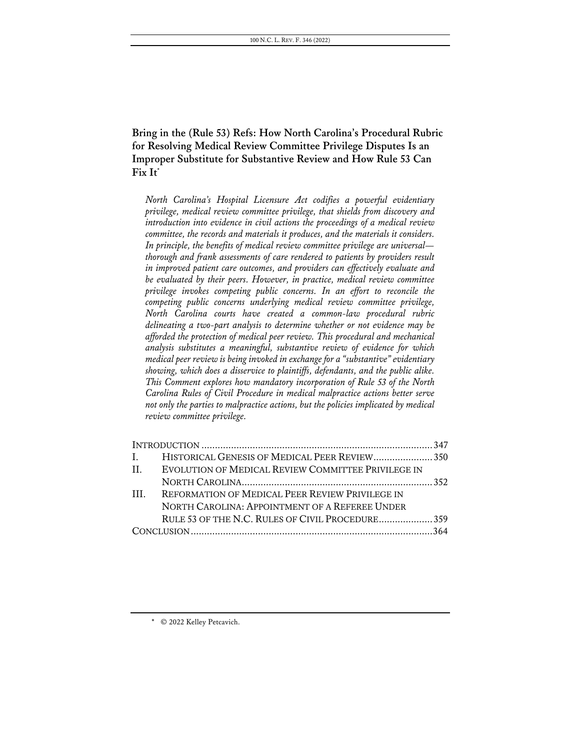# Bring in the (Rule 53) Refs: How North Carolina's Procedural Rubric for Resolving Medical Review Committee Privilege Disputes Is an Improper Substitute for Substantive Review and How Rule 53 Can Fix It*

*North Carolina's Hospital Licensure Act codifies a powerful evidentiary privilege, medical review committee privilege, that shields from discovery and introduction into evidence in civil actions the proceedings of a medical review committee, the records and materials it produces, and the materials it considers. In principle, the benefits of medical review committee privilege are universal—thorough and frank assessments of care rendered to patients by providers result in improved patient care outcomes, and providers can effectively evaluate and be evaluated by their peers. However, in practice, medical review committee privilege invokes competing public concerns. In an effort to reconcile the competing public concerns underlying medical review committee privilege, North Carolina courts have created a common-law procedural rubric delineating a two-part analysis to determine whether or not evidence may be afforded the protection of medical peer review. This procedural and mechanical analysis substitutes a meaningful, substantive review of evidence for which medical peer review is being invoked in exchange for a "substantive" evidentiary showing, which does a disservice to plaintiffs, defendants, and the public alike. This Comment explores how mandatory incorporation of Rule 53 of the North Carolina Rules of Civil Procedure in medical malpractice actions better serve not only the parties to malpractice actions, but the policies implicated by medical review committee privilege.*

| | | |
|---|---|---|
| INTRODUCTION | | 347 |
| I. | HISTORICAL GENESIS OF MEDICAL PEER REVIEW | 350 |
| II. | EVOLUTION OF MEDICAL REVIEW COMMITTEE PRIVILEGE IN NORTH CAROLINA | 352 |
| III. | REFORMATION OF MEDICAL PEER REVIEW PRIVILEGE IN NORTH CAROLINA: APPOINTMENT OF A REFEREE UNDER RULE 53 OF THE N.C. RULES OF CIVIL PROCEDURE | 359 |
| CONCLUSION | | 364 |

\* © 2022 Kelley Petcavich.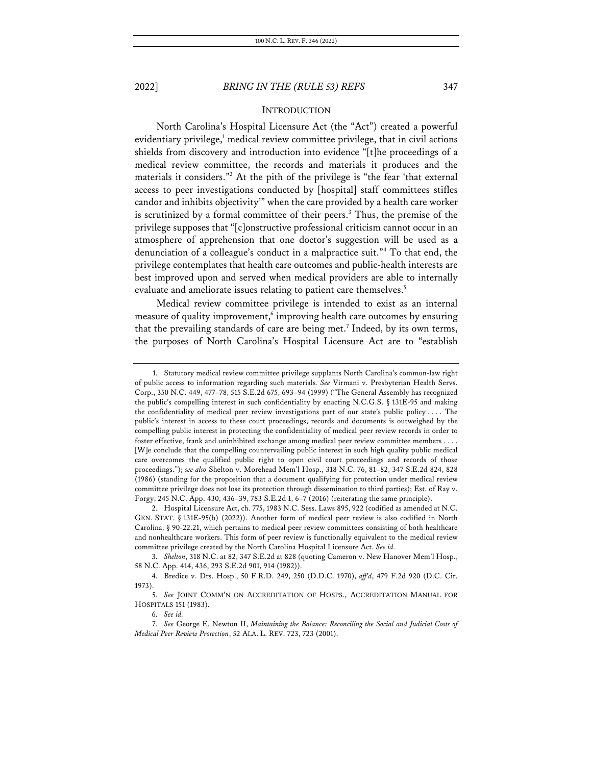## INTRODUCTION

North Carolina's Hospital Licensure Act (the "Act") created a powerful evidentiary privilege,[1] medical review committee privilege, that in civil actions shields from discovery and introduction into evidence "[t]he proceedings of a medical review committee, the records and materials it produces and the materials it considers."[2] At the pith of the privilege is "the fear 'that external access to peer investigations conducted by [hospital] staff committees stifles candor and inhibits objectivity'" when the care provided by a health care worker is scrutinized by a formal committee of their peers.[3] Thus, the premise of the privilege supposes that "[c]onstructive professional criticism cannot occur in an atmosphere of apprehension that one doctor's suggestion will be used as a denunciation of a colleague's conduct in a malpractice suit."[4] To that end, the privilege contemplates that health care outcomes and public-health interests are best improved upon and served when medical providers are able to internally evaluate and ameliorate issues relating to patient care themselves.[5]

Medical review committee privilege is intended to exist as an internal measure of quality improvement,[6] improving health care outcomes by ensuring that the prevailing standards of care are being met.[7] Indeed, by its own terms, the purposes of North Carolina's Hospital Licensure Act are to "establish

---

1. Statutory medical review committee privilege supplants North Carolina's common-law right of public access to information regarding such materials. *See* Virmani v. Presbyterian Health Servs. Corp., 350 N.C. 449, 477–78, 515 S.E.2d 675, 693–94 (1999) ("The General Assembly has recognized the public's compelling interest in such confidentiality by enacting N.C.G.S. § 131E-95 and making the confidentiality of medical peer review investigations part of our state's public policy . . . . The public's interest in access to these court proceedings, records and documents is outweighed by the compelling public interest in protecting the confidentiality of medical peer review records in order to foster effective, frank and uninhibited exchange among medical peer review committee members . . . . [W]e conclude that the compelling countervailing public interest in such high quality public medical care overcomes the qualified public right to open civil court proceedings and records of those proceedings."); *see also* Shelton v. Morehead Mem'l Hosp., 318 N.C. 76, 81–82, 347 S.E.2d 824, 828 (1986) (standing for the proposition that a document qualifying for protection under medical review committee privilege does not lose its protection through dissemination to third parties); Est. of Ray v. Forgy, 245 N.C. App. 430, 436–39, 783 S.E.2d 1, 6–7 (2016) (reiterating the same principle).

2. Hospital Licensure Act, ch. 775, 1983 N.C. Sess. Laws 895, 922 (codified as amended at N.C. GEN. STAT. § 131E-95(b) (2022)). Another form of medical peer review is also codified in North Carolina, § 90-22.21, which pertains to medical peer review committees consisting of both healthcare and nonhealthcare workers. This form of peer review is functionally equivalent to the medical review committee privilege created by the North Carolina Hospital Licensure Act. *See id.*

3. *Shelton*, 318 N.C. at 82, 347 S.E.2d at 828 (quoting Cameron v. New Hanover Mem'l Hosp., 58 N.C. App. 414, 436, 293 S.E.2d 901, 914 (1982)).

4. Bredice v. Drs. Hosp., 50 F.R.D. 249, 250 (D.D.C. 1970), *aff'd*, 479 F.2d 920 (D.C. Cir. 1973).

5. *See* JOINT COMM'N ON ACCREDITATION OF HOSPS., ACCREDITATION MANUAL FOR HOSPITALS 151 (1983).

6. *See id.*

7. *See* George E. Newton II, *Maintaining the Balance: Reconciling the Social and Judicial Costs of Medical Peer Review Protection*, 52 ALA. L. REV. 723, 723 (2001).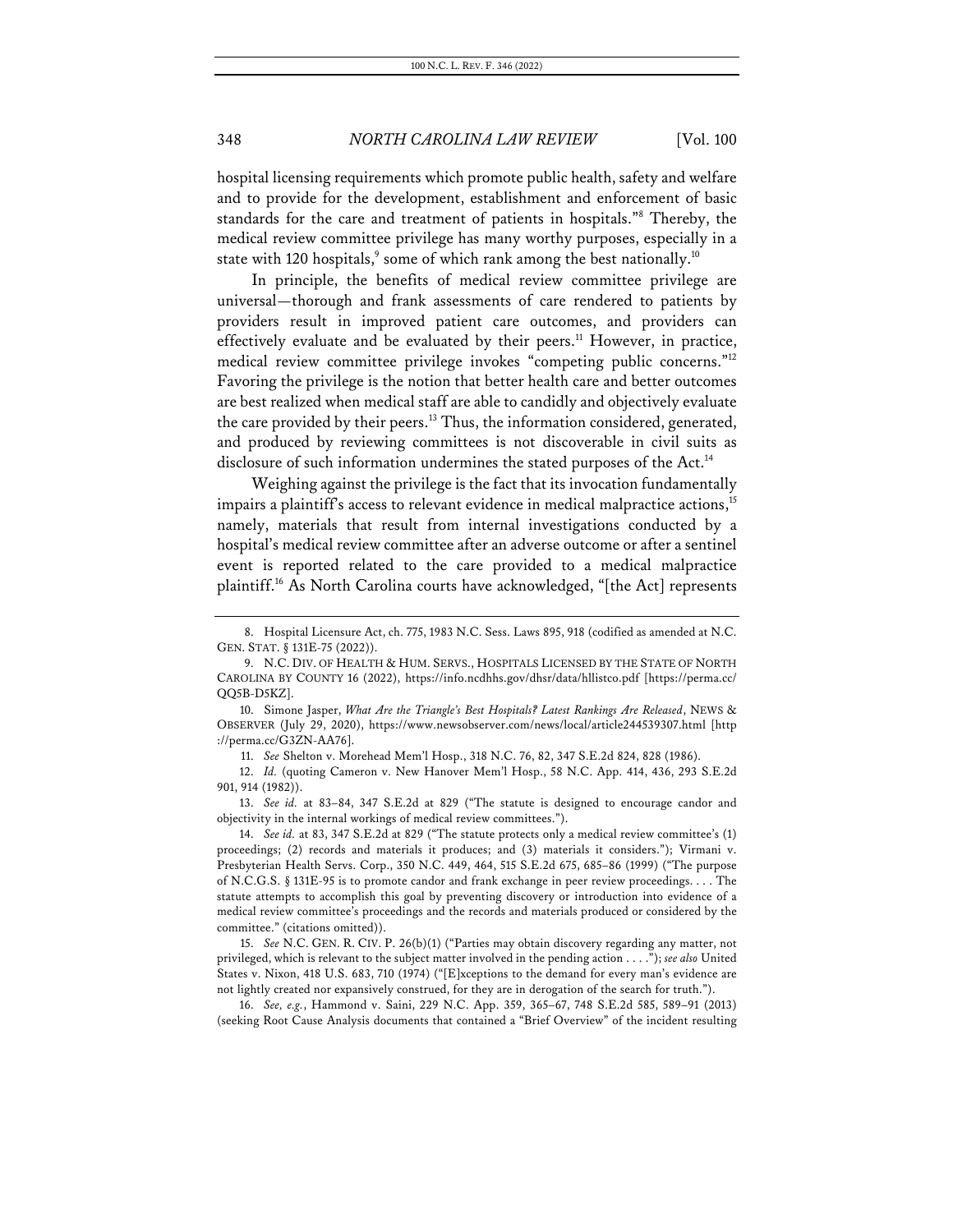hospital licensing requirements which promote public health, safety and welfare and to provide for the development, establishment and enforcement of basic standards for the care and treatment of patients in hospitals."[8] Thereby, the medical review committee privilege has many worthy purposes, especially in a state with 120 hospitals,[9] some of which rank among the best nationally.[10]

In principle, the benefits of medical review committee privilege are universal—thorough and frank assessments of care rendered to patients by providers result in improved patient care outcomes, and providers can effectively evaluate and be evaluated by their peers.[11] However, in practice, medical review committee privilege invokes "competing public concerns."[12] Favoring the privilege is the notion that better health care and better outcomes are best realized when medical staff are able to candidly and objectively evaluate the care provided by their peers.[13] Thus, the information considered, generated, and produced by reviewing committees is not discoverable in civil suits as disclosure of such information undermines the stated purposes of the Act.[14]

Weighing against the privilege is the fact that its invocation fundamentally impairs a plaintiff's access to relevant evidence in medical malpractice actions,[15] namely, materials that result from internal investigations conducted by a hospital's medical review committee after an adverse outcome or after a sentinel event is reported related to the care provided to a medical malpractice plaintiff.[16] As North Carolina courts have acknowledged, "[the Act] represents

---

8. Hospital Licensure Act, ch. 775, 1983 N.C. Sess. Laws 895, 918 (codified as amended at N.C. GEN. STAT. § 131E-75 (2022)).

9. N.C. DIV. OF HEALTH & HUM. SERVS., HOSPITALS LICENSED BY THE STATE OF NORTH CAROLINA BY COUNTY 16 (2022), https://info.ncdhhs.gov/dhsr/data/hllistco.pdf [https://perma.cc/QQ5B-D5KZ].

10. Simone Jasper, *What Are the Triangle's Best Hospitals? Latest Rankings Are Released*, NEWS & OBSERVER (July 29, 2020), https://www.newsobserver.com/news/local/article244539307.html [http://perma.cc/G3ZN-AA76].

11. *See* Shelton v. Morehead Mem'l Hosp., 318 N.C. 76, 82, 347 S.E.2d 824, 828 (1986).

12. *Id.* (quoting Cameron v. New Hanover Mem'l Hosp., 58 N.C. App. 414, 436, 293 S.E.2d 901, 914 (1982)).

13. *See id.* at 83–84, 347 S.E.2d at 829 ("The statute is designed to encourage candor and objectivity in the internal workings of medical review committees.").

14. *See id.* at 83, 347 S.E.2d at 829 ("The statute protects only a medical review committee's (1) proceedings; (2) records and materials it produces; and (3) materials it considers."); Virmani v. Presbyterian Health Servs. Corp., 350 N.C. 449, 464, 515 S.E.2d 675, 685–86 (1999) ("The purpose of N.C.G.S. § 131E-95 is to promote candor and frank exchange in peer review proceedings. . . . The statute attempts to accomplish this goal by preventing discovery or introduction into evidence of a medical review committee's proceedings and the records and materials produced or considered by the committee." (citations omitted)).

15. *See* N.C. GEN. R. CIV. P. 26(b)(1) ("Parties may obtain discovery regarding any matter, not privileged, which is relevant to the subject matter involved in the pending action . . . ."); *see also* United States v. Nixon, 418 U.S. 683, 710 (1974) ("[E]xceptions to the demand for every man's evidence are not lightly created nor expansively construed, for they are in derogation of the search for truth.").

16. *See, e.g.*, Hammond v. Saini, 229 N.C. App. 359, 365–67, 748 S.E.2d 585, 589–91 (2013) (seeking Root Cause Analysis documents that contained a "Brief Overview" of the incident resulting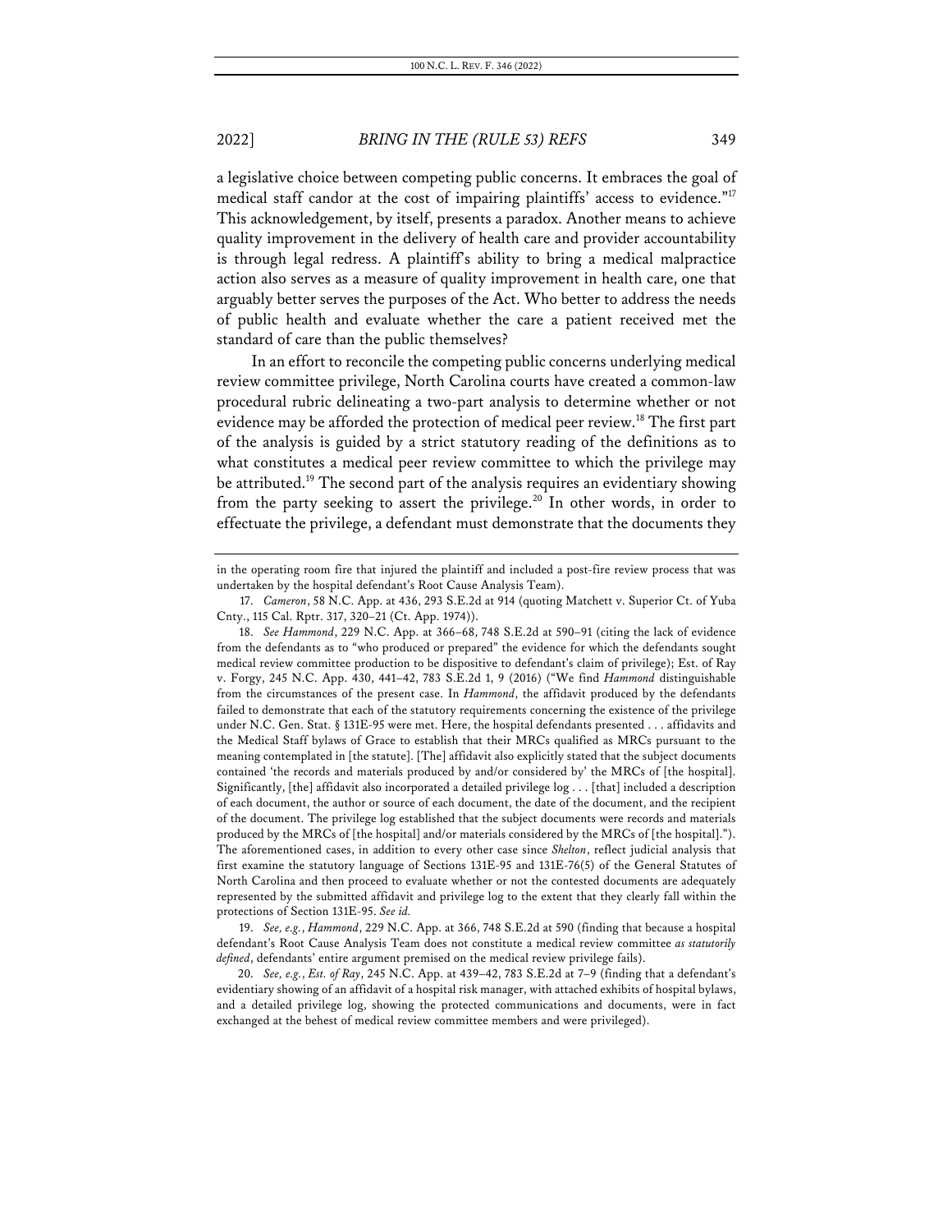a legislative choice between competing public concerns. It embraces the goal of medical staff candor at the cost of impairing plaintiffs' access to evidence."[17] This acknowledgement, by itself, presents a paradox. Another means to achieve quality improvement in the delivery of health care and provider accountability is through legal redress. A plaintiff's ability to bring a medical malpractice action also serves as a measure of quality improvement in health care, one that arguably better serves the purposes of the Act. Who better to address the needs of public health and evaluate whether the care a patient received met the standard of care than the public themselves?

In an effort to reconcile the competing public concerns underlying medical review committee privilege, North Carolina courts have created a common-law procedural rubric delineating a two-part analysis to determine whether or not evidence may be afforded the protection of medical peer review.[18] The first part of the analysis is guided by a strict statutory reading of the definitions as to what constitutes a medical peer review committee to which the privilege may be attributed.[19] The second part of the analysis requires an evidentiary showing from the party seeking to assert the privilege.[20] In other words, in order to effectuate the privilege, a defendant must demonstrate that the documents they

---

in the operating room fire that injured the plaintiff and included a post-fire review process that was undertaken by the hospital defendant's Root Cause Analysis Team).

17. *Cameron*, 58 N.C. App. at 436, 293 S.E.2d at 914 (quoting Matchett v. Superior Ct. of Yuba Cnty., 115 Cal. Rptr. 317, 320–21 (Ct. App. 1974)).

18. *See Hammond*, 229 N.C. App. at 366–68, 748 S.E.2d at 590–91 (citing the lack of evidence from the defendants as to "who produced or prepared" the evidence for which the defendants sought medical review committee production to be dispositive to defendant's claim of privilege); Est. of Ray v. Forgy, 245 N.C. App. 430, 441–42, 783 S.E.2d 1, 9 (2016) ("We find *Hammond* distinguishable from the circumstances of the present case. In *Hammond*, the affidavit produced by the defendants failed to demonstrate that each of the statutory requirements concerning the existence of the privilege under N.C. Gen. Stat. § 131E-95 were met. Here, the hospital defendants presented . . . affidavits and the Medical Staff bylaws of Grace to establish that their MRCs qualified as MRCs pursuant to the meaning contemplated in [the statute]. [The] affidavit also explicitly stated that the subject documents contained 'the records and materials produced by and/or considered by' the MRCs of [the hospital]. Significantly, [the] affidavit also incorporated a detailed privilege log . . . [that] included a description of each document, the author or source of each document, the date of the document, and the recipient of the document. The privilege log established that the subject documents were records and materials produced by the MRCs of [the hospital] and/or materials considered by the MRCs of [the hospital]."). The aforementioned cases, in addition to every other case since *Shelton*, reflect judicial analysis that first examine the statutory language of Sections 131E-95 and 131E-76(5) of the General Statutes of North Carolina and then proceed to evaluate whether or not the contested documents are adequately represented by the submitted affidavit and privilege log to the extent that they clearly fall within the protections of Section 131E-95. *See id.*

19. *See, e.g.*, *Hammond*, 229 N.C. App. at 366, 748 S.E.2d at 590 (finding that because a hospital defendant's Root Cause Analysis Team does not constitute a medical review committee *as statutorily defined*, defendants' entire argument premised on the medical review privilege fails).

20. *See, e.g.*, *Est. of Ray*, 245 N.C. App. at 439–42, 783 S.E.2d at 7–9 (finding that a defendant's evidentiary showing of an affidavit of a hospital risk manager, with attached exhibits of hospital bylaws, and a detailed privilege log, showing the protected communications and documents, were in fact exchanged at the behest of medical review committee members and were privileged).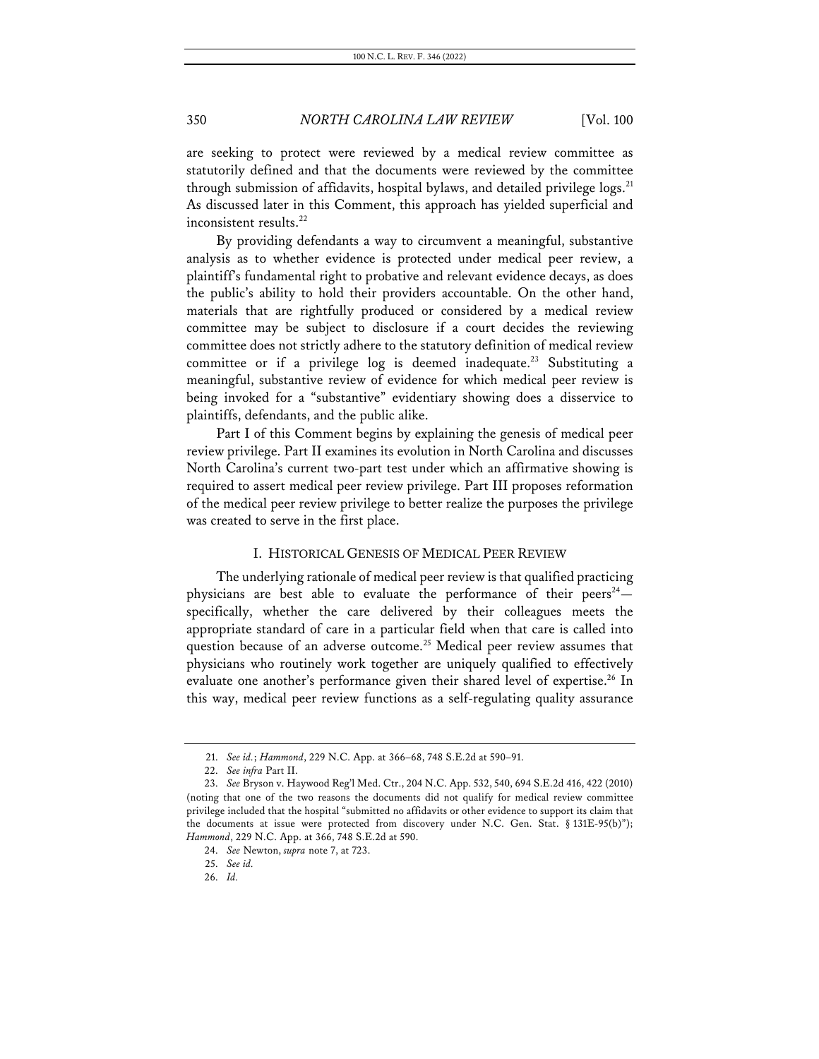are seeking to protect were reviewed by a medical review committee as statutorily defined and that the documents were reviewed by the committee through submission of affidavits, hospital bylaws, and detailed privilege logs.[21] As discussed later in this Comment, this approach has yielded superficial and inconsistent results.[22]

By providing defendants a way to circumvent a meaningful, substantive analysis as to whether evidence is protected under medical peer review, a plaintiff's fundamental right to probative and relevant evidence decays, as does the public's ability to hold their providers accountable. On the other hand, materials that are rightfully produced or considered by a medical review committee may be subject to disclosure if a court decides the reviewing committee does not strictly adhere to the statutory definition of medical review committee or if a privilege log is deemed inadequate.[23] Substituting a meaningful, substantive review of evidence for which medical peer review is being invoked for a "substantive" evidentiary showing does a disservice to plaintiffs, defendants, and the public alike.

Part I of this Comment begins by explaining the genesis of medical peer review privilege. Part II examines its evolution in North Carolina and discusses North Carolina's current two-part test under which an affirmative showing is required to assert medical peer review privilege. Part III proposes reformation of the medical peer review privilege to better realize the purposes the privilege was created to serve in the first place.

## I. HISTORICAL GENESIS OF MEDICAL PEER REVIEW

The underlying rationale of medical peer review is that qualified practicing physicians are best able to evaluate the performance of their peers[24]—specifically, whether the care delivered by their colleagues meets the appropriate standard of care in a particular field when that care is called into question because of an adverse outcome.[25] Medical peer review assumes that physicians who routinely work together are uniquely qualified to effectively evaluate one another's performance given their shared level of expertise.[26] In this way, medical peer review functions as a self-regulating quality assurance

---

21. *See id.*; *Hammond*, 229 N.C. App. at 366–68, 748 S.E.2d at 590–91.

22. *See infra* Part II.

23. *See* Bryson v. Haywood Reg'l Med. Ctr., 204 N.C. App. 532, 540, 694 S.E.2d 416, 422 (2010) (noting that one of the two reasons the documents did not qualify for medical review committee privilege included that the hospital "submitted no affidavits or other evidence to support its claim that the documents at issue were protected from discovery under N.C. Gen. Stat. § 131E-95(b)"); *Hammond*, 229 N.C. App. at 366, 748 S.E.2d at 590.

24. *See* Newton, *supra* note 7, at 723.

25. *See id.*

26. *Id.*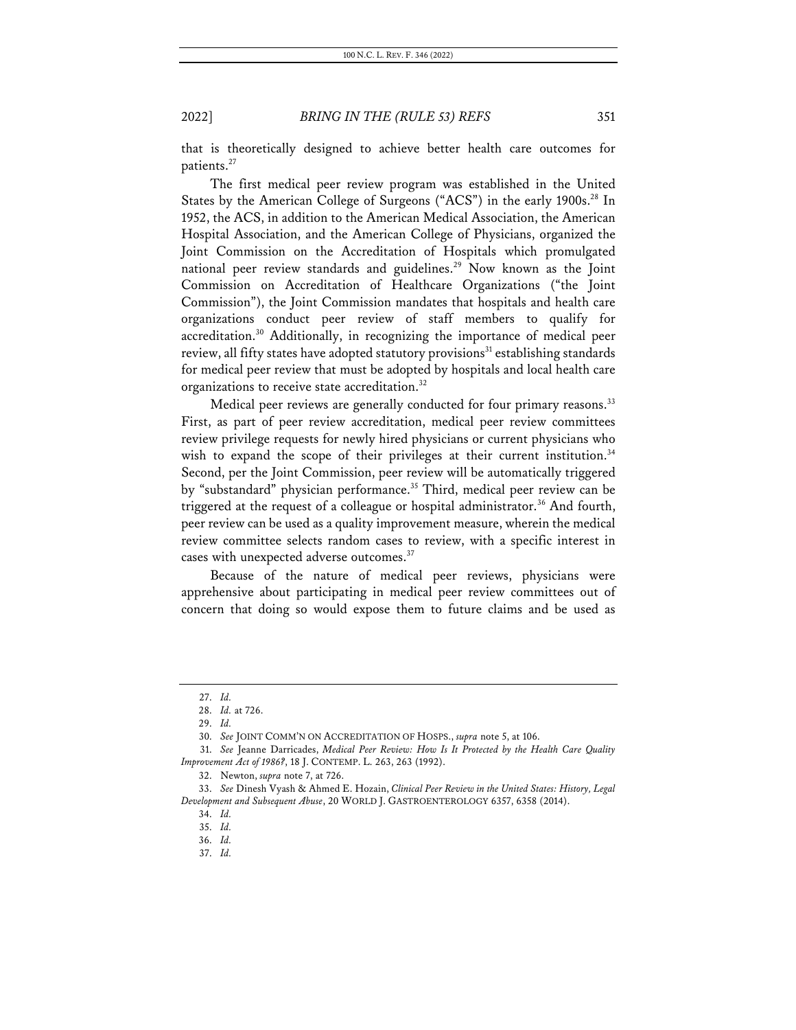that is theoretically designed to achieve better health care outcomes for patients.[27]

The first medical peer review program was established in the United States by the American College of Surgeons ("ACS") in the early 1900s.[28] In 1952, the ACS, in addition to the American Medical Association, the American Hospital Association, and the American College of Physicians, organized the Joint Commission on the Accreditation of Hospitals which promulgated national peer review standards and guidelines.[29] Now known as the Joint Commission on Accreditation of Healthcare Organizations ("the Joint Commission"), the Joint Commission mandates that hospitals and health care organizations conduct peer review of staff members to qualify for accreditation.[30] Additionally, in recognizing the importance of medical peer review, all fifty states have adopted statutory provisions[31] establishing standards for medical peer review that must be adopted by hospitals and local health care organizations to receive state accreditation.[32]

Medical peer reviews are generally conducted for four primary reasons.[33] First, as part of peer review accreditation, medical peer review committees review privilege requests for newly hired physicians or current physicians who wish to expand the scope of their privileges at their current institution.[34] Second, per the Joint Commission, peer review will be automatically triggered by "substandard" physician performance.[35] Third, medical peer review can be triggered at the request of a colleague or hospital administrator.[36] And fourth, peer review can be used as a quality improvement measure, wherein the medical review committee selects random cases to review, with a specific interest in cases with unexpected adverse outcomes.[37]

Because of the nature of medical peer reviews, physicians were apprehensive about participating in medical peer review committees out of concern that doing so would expose them to future claims and be used as

---

27. *Id.*

28. *Id.* at 726.

29. *Id.*

30. *See* JOINT COMM'N ON ACCREDITATION OF HOSPS., *supra* note 5, at 106.

31. *See* Jeanne Darricades, *Medical Peer Review: How Is It Protected by the Health Care Quality Improvement Act of 1986?*, 18 J. CONTEMP. L. 263, 263 (1992).

32. Newton, *supra* note 7, at 726.

33. *See* Dinesh Vyash & Ahmed E. Hozain, *Clinical Peer Review in the United States: History, Legal Development and Subsequent Abuse*, 20 WORLD J. GASTROENTEROLOGY 6357, 6358 (2014).

34. *Id.*

35. *Id.*

36. *Id.*

37. *Id.*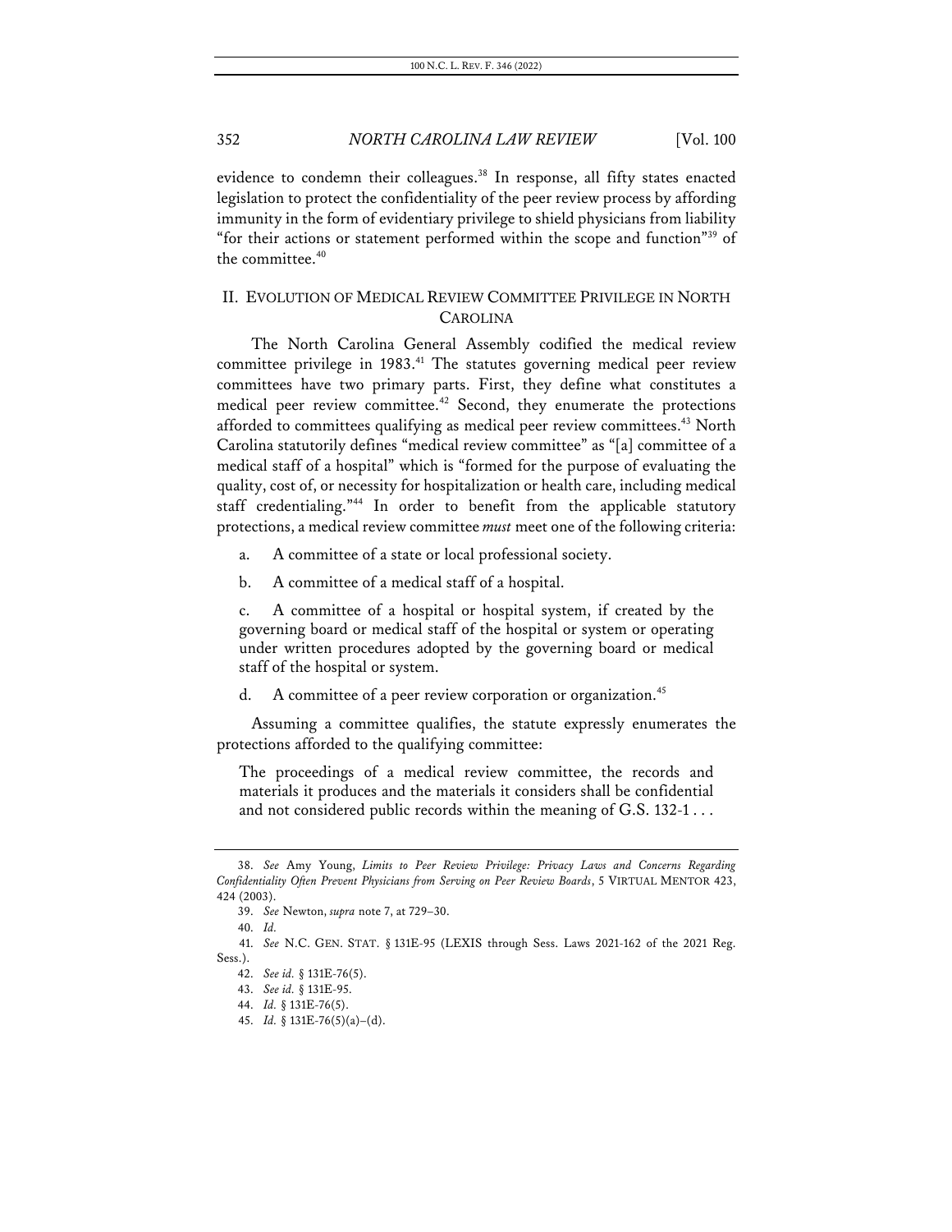evidence to condemn their colleagues.[38] In response, all fifty states enacted legislation to protect the confidentiality of the peer review process by affording immunity in the form of evidentiary privilege to shield physicians from liability "for their actions or statement performed within the scope and function"[39] of the committee.[40]

## II. EVOLUTION OF MEDICAL REVIEW COMMITTEE PRIVILEGE IN NORTH CAROLINA

The North Carolina General Assembly codified the medical review committee privilege in 1983.[41] The statutes governing medical peer review committees have two primary parts. First, they define what constitutes a medical peer review committee.[42] Second, they enumerate the protections afforded to committees qualifying as medical peer review committees.[43] North Carolina statutorily defines "medical review committee" as "[a] committee of a medical staff of a hospital" which is "formed for the purpose of evaluating the quality, cost of, or necessity for hospitalization or health care, including medical staff credentialing."[44] In order to benefit from the applicable statutory protections, a medical review committee *must* meet one of the following criteria:

> a. A committee of a state or local professional society.
>
> b. A committee of a medical staff of a hospital.
>
> c. A committee of a hospital or hospital system, if created by the governing board or medical staff of the hospital or system or operating under written procedures adopted by the governing board or medical staff of the hospital or system.
>
> d. A committee of a peer review corporation or organization.[45]

Assuming a committee qualifies, the statute expressly enumerates the protections afforded to the qualifying committee:

> The proceedings of a medical review committee, the records and materials it produces and the materials it considers shall be confidential and not considered public records within the meaning of G.S. 132-1 . . .

---

38. *See* Amy Young, *Limits to Peer Review Privilege: Privacy Laws and Concerns Regarding Confidentiality Often Prevent Physicians from Serving on Peer Review Boards*, 5 VIRTUAL MENTOR 423, 424 (2003).

39. *See* Newton, *supra* note 7, at 729–30.

40. *Id.*

41. *See* N.C. GEN. STAT. § 131E-95 (LEXIS through Sess. Laws 2021-162 of the 2021 Reg. Sess.).

42. *See id.* § 131E-76(5).

43. *See id.* § 131E-95.

44. *Id.* § 131E-76(5).

45. *Id.* § 131E-76(5)(a)–(d).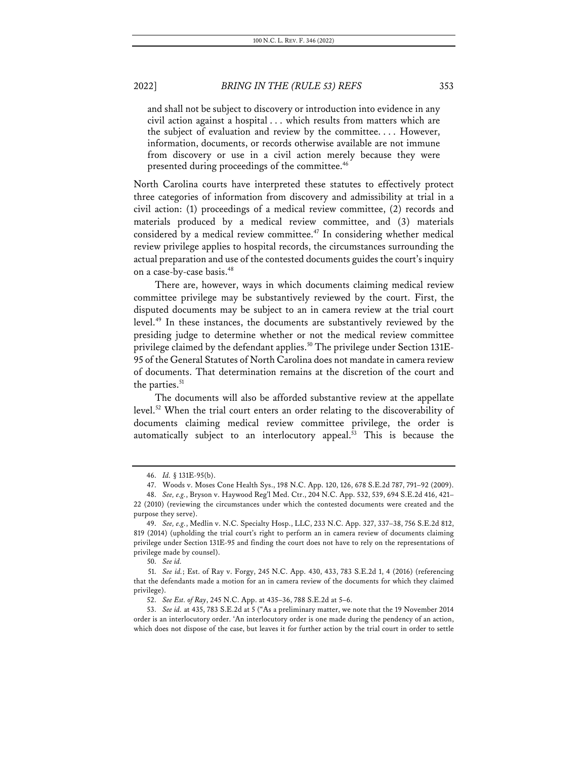> and shall not be subject to discovery or introduction into evidence in any civil action against a hospital . . . which results from matters which are the subject of evaluation and review by the committee. . . . However, information, documents, or records otherwise available are not immune from discovery or use in a civil action merely because they were presented during proceedings of the committee.[46]

North Carolina courts have interpreted these statutes to effectively protect three categories of information from discovery and admissibility at trial in a civil action: (1) proceedings of a medical review committee, (2) records and materials produced by a medical review committee, and (3) materials considered by a medical review committee.[47] In considering whether medical review privilege applies to hospital records, the circumstances surrounding the actual preparation and use of the contested documents guides the court's inquiry on a case-by-case basis.[48]

There are, however, ways in which documents claiming medical review committee privilege may be substantively reviewed by the court. First, the disputed documents may be subject to an in camera review at the trial court level.[49] In these instances, the documents are substantively reviewed by the presiding judge to determine whether or not the medical review committee privilege claimed by the defendant applies.[50] The privilege under Section 131E-95 of the General Statutes of North Carolina does not mandate in camera review of documents. That determination remains at the discretion of the court and the parties.[51]

The documents will also be afforded substantive review at the appellate level.[52] When the trial court enters an order relating to the discoverability of documents claiming medical review committee privilege, the order is automatically subject to an interlocutory appeal.[53] This is because the

---

46. *Id.* § 131E-95(b).

47. Woods v. Moses Cone Health Sys., 198 N.C. App. 120, 126, 678 S.E.2d 787, 791–92 (2009).

48. *See, e.g.*, Bryson v. Haywood Reg'l Med. Ctr., 204 N.C. App. 532, 539, 694 S.E.2d 416, 421–22 (2010) (reviewing the circumstances under which the contested documents were created and the purpose they serve).

49. *See, e.g.*, Medlin v. N.C. Specialty Hosp., LLC, 233 N.C. App. 327, 337–38, 756 S.E.2d 812, 819 (2014) (upholding the trial court's right to perform an in camera review of documents claiming privilege under Section 131E-95 and finding the court does not have to rely on the representations of privilege made by counsel).

50. *See id.*

51. *See id.*; Est. of Ray v. Forgy, 245 N.C. App. 430, 433, 783 S.E.2d 1, 4 (2016) (referencing that the defendants made a motion for an in camera review of the documents for which they claimed privilege).

52. *See Est. of Ray*, 245 N.C. App. at 435–36, 788 S.E.2d at 5–6.

53. *See id.* at 435, 783 S.E.2d at 5 ("As a preliminary matter, we note that the 19 November 2014 order is an interlocutory order. 'An interlocutory order is one made during the pendency of an action, which does not dispose of the case, but leaves it for further action by the trial court in order to settle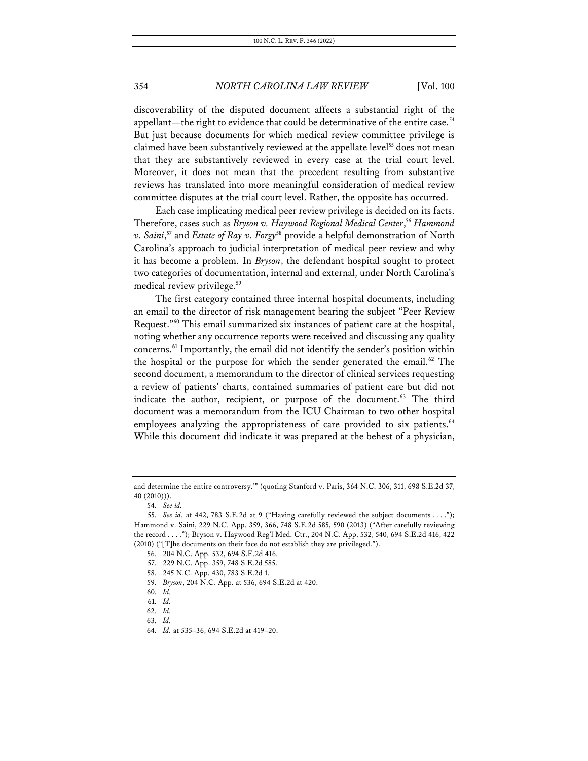discoverability of the disputed document affects a substantial right of the appellant—the right to evidence that could be determinative of the entire case.[54] But just because documents for which medical review committee privilege is claimed have been substantively reviewed at the appellate level[55] does not mean that they are substantively reviewed in every case at the trial court level. Moreover, it does not mean that the precedent resulting from substantive reviews has translated into more meaningful consideration of medical review committee disputes at the trial court level. Rather, the opposite has occurred.

Each case implicating medical peer review privilege is decided on its facts. Therefore, cases such as *Bryson v. Haywood Regional Medical Center*,[56] *Hammond v. Saini*,[57] and *Estate of Ray v. Forgy*[58] provide a helpful demonstration of North Carolina's approach to judicial interpretation of medical peer review and why it has become a problem. In *Bryson*, the defendant hospital sought to protect two categories of documentation, internal and external, under North Carolina's medical review privilege.[59]

The first category contained three internal hospital documents, including an email to the director of risk management bearing the subject "Peer Review Request."[60] This email summarized six instances of patient care at the hospital, noting whether any occurrence reports were received and discussing any quality concerns.[61] Importantly, the email did not identify the sender's position within the hospital or the purpose for which the sender generated the email.[62] The second document, a memorandum to the director of clinical services requesting a review of patients' charts, contained summaries of patient care but did not indicate the author, recipient, or purpose of the document.[63] The third document was a memorandum from the ICU Chairman to two other hospital employees analyzing the appropriateness of care provided to six patients.[64] While this document did indicate it was prepared at the behest of a physician,

---

and determine the entire controversy.'" (quoting Stanford v. Paris, 364 N.C. 306, 311, 698 S.E.2d 37, 40 (2010))).

54. *See id.*

55. *See id.* at 442, 783 S.E.2d at 9 ("Having carefully reviewed the subject documents . . . ."); Hammond v. Saini, 229 N.C. App. 359, 366, 748 S.E.2d 585, 590 (2013) ("After carefully reviewing the record . . . ."); Bryson v. Haywood Reg'l Med. Ctr., 204 N.C. App. 532, 540, 694 S.E.2d 416, 422 (2010) ("[T]he documents on their face do not establish they are privileged.").

56. 204 N.C. App. 532, 694 S.E.2d 416.

57. 229 N.C. App. 359, 748 S.E.2d 585.

58. 245 N.C. App. 430, 783 S.E.2d 1.

59. *Bryson*, 204 N.C. App. at 536, 694 S.E.2d at 420.

60. *Id.*

61. *Id.*

62. *Id.*

63. *Id.*

64. *Id.* at 535–36, 694 S.E.2d at 419–20.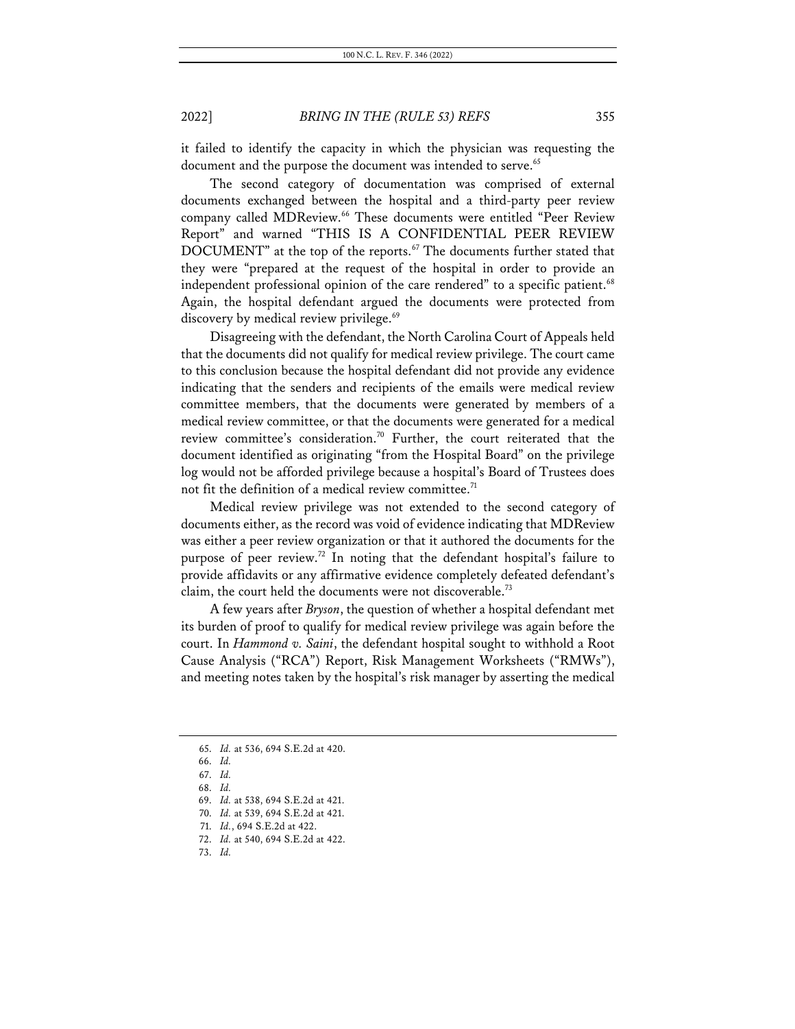it failed to identify the capacity in which the physician was requesting the document and the purpose the document was intended to serve.[65]

The second category of documentation was comprised of external documents exchanged between the hospital and a third-party peer review company called MDReview.[66] These documents were entitled "Peer Review Report" and warned "THIS IS A CONFIDENTIAL PEER REVIEW DOCUMENT" at the top of the reports.[67] The documents further stated that they were "prepared at the request of the hospital in order to provide an independent professional opinion of the care rendered" to a specific patient.[68] Again, the hospital defendant argued the documents were protected from discovery by medical review privilege.[69]

Disagreeing with the defendant, the North Carolina Court of Appeals held that the documents did not qualify for medical review privilege. The court came to this conclusion because the hospital defendant did not provide any evidence indicating that the senders and recipients of the emails were medical review committee members, that the documents were generated by members of a medical review committee, or that the documents were generated for a medical review committee's consideration.[70] Further, the court reiterated that the document identified as originating "from the Hospital Board" on the privilege log would not be afforded privilege because a hospital's Board of Trustees does not fit the definition of a medical review committee.[71]

Medical review privilege was not extended to the second category of documents either, as the record was void of evidence indicating that MDReview was either a peer review organization or that it authored the documents for the purpose of peer review.[72] In noting that the defendant hospital's failure to provide affidavits or any affirmative evidence completely defeated defendant's claim, the court held the documents were not discoverable.[73]

A few years after *Bryson*, the question of whether a hospital defendant met its burden of proof to qualify for medical review privilege was again before the court. In *Hammond v. Saini*, the defendant hospital sought to withhold a Root Cause Analysis ("RCA") Report, Risk Management Worksheets ("RMWs"), and meeting notes taken by the hospital's risk manager by asserting the medical

65. *Id.* at 536, 694 S.E.2d at 420.

66. *Id.*

67. *Id.*

68. *Id.*

69. *Id.* at 538, 694 S.E.2d at 421.

70. *Id.* at 539, 694 S.E.2d at 421.

71. *Id.*, 694 S.E.2d at 422.

72. *Id.* at 540, 694 S.E.2d at 422.

73. *Id.*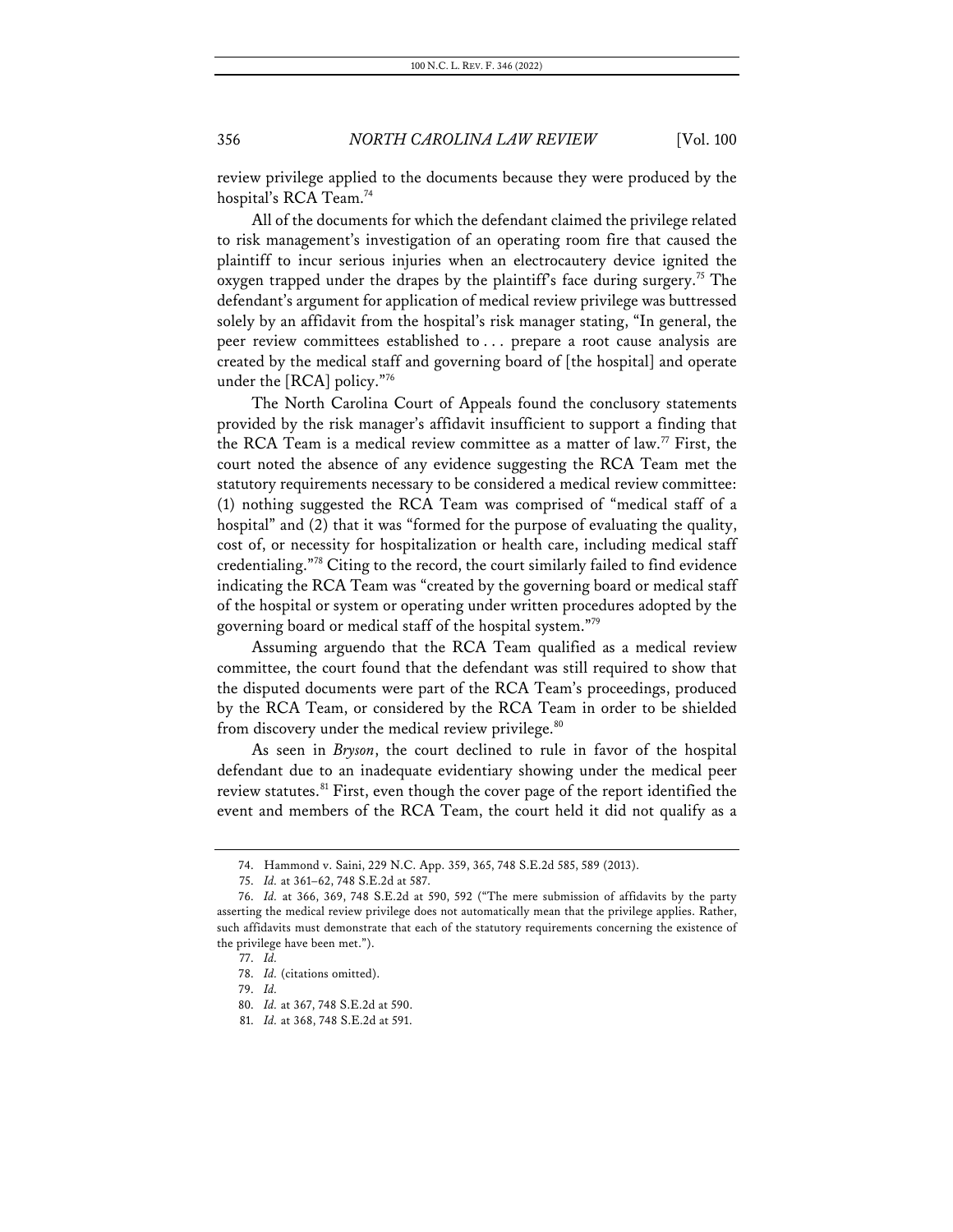review privilege applied to the documents because they were produced by the hospital's RCA Team.[74]

All of the documents for which the defendant claimed the privilege related to risk management's investigation of an operating room fire that caused the plaintiff to incur serious injuries when an electrocautery device ignited the oxygen trapped under the drapes by the plaintiff's face during surgery.[75] The defendant's argument for application of medical review privilege was buttressed solely by an affidavit from the hospital's risk manager stating, "In general, the peer review committees established to . . . prepare a root cause analysis are created by the medical staff and governing board of [the hospital] and operate under the [RCA] policy."[76]

The North Carolina Court of Appeals found the conclusory statements provided by the risk manager's affidavit insufficient to support a finding that the RCA Team is a medical review committee as a matter of law.[77] First, the court noted the absence of any evidence suggesting the RCA Team met the statutory requirements necessary to be considered a medical review committee: (1) nothing suggested the RCA Team was comprised of "medical staff of a hospital" and (2) that it was "formed for the purpose of evaluating the quality, cost of, or necessity for hospitalization or health care, including medical staff credentialing."[78] Citing to the record, the court similarly failed to find evidence indicating the RCA Team was "created by the governing board or medical staff of the hospital or system or operating under written procedures adopted by the governing board or medical staff of the hospital system."[79]

Assuming arguendo that the RCA Team qualified as a medical review committee, the court found that the defendant was still required to show that the disputed documents were part of the RCA Team's proceedings, produced by the RCA Team, or considered by the RCA Team in order to be shielded from discovery under the medical review privilege.[80]

As seen in *Bryson*, the court declined to rule in favor of the hospital defendant due to an inadequate evidentiary showing under the medical peer review statutes.[81] First, even though the cover page of the report identified the event and members of the RCA Team, the court held it did not qualify as a

---

74. Hammond v. Saini, 229 N.C. App. 359, 365, 748 S.E.2d 585, 589 (2013).

75. *Id.* at 361–62, 748 S.E.2d at 587.

76. *Id.* at 366, 369, 748 S.E.2d at 590, 592 ("The mere submission of affidavits by the party asserting the medical review privilege does not automatically mean that the privilege applies. Rather, such affidavits must demonstrate that each of the statutory requirements concerning the existence of the privilege have been met.").

77. *Id.*

78. *Id.* (citations omitted).

79. *Id.*

80. *Id.* at 367, 748 S.E.2d at 590.

81. *Id.* at 368, 748 S.E.2d at 591.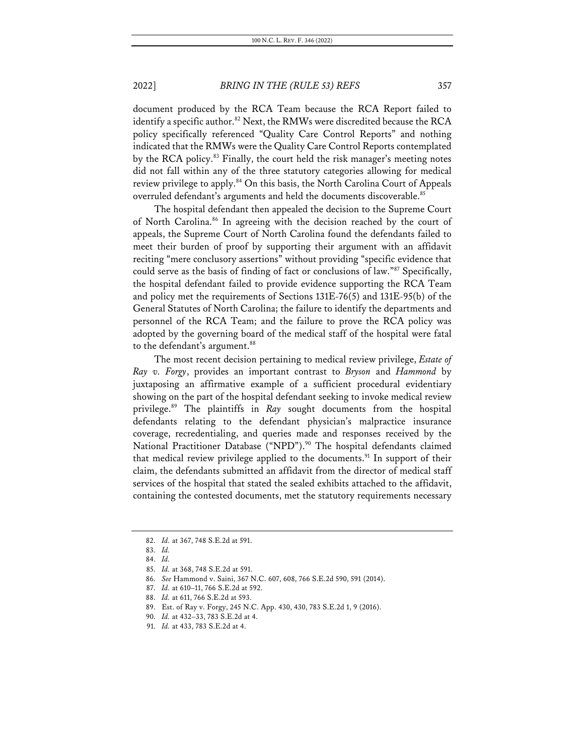document produced by the RCA Team because the RCA Report failed to identify a specific author.[82] Next, the RMWs were discredited because the RCA policy specifically referenced "Quality Care Control Reports" and nothing indicated that the RMWs were the Quality Care Control Reports contemplated by the RCA policy.[83] Finally, the court held the risk manager's meeting notes did not fall within any of the three statutory categories allowing for medical review privilege to apply.[84] On this basis, the North Carolina Court of Appeals overruled defendant's arguments and held the documents discoverable.[85]

The hospital defendant then appealed the decision to the Supreme Court of North Carolina.[86] In agreeing with the decision reached by the court of appeals, the Supreme Court of North Carolina found the defendants failed to meet their burden of proof by supporting their argument with an affidavit reciting "mere conclusory assertions" without providing "specific evidence that could serve as the basis of finding of fact or conclusions of law."[87] Specifically, the hospital defendant failed to provide evidence supporting the RCA Team and policy met the requirements of Sections 131E-76(5) and 131E-95(b) of the General Statutes of North Carolina; the failure to identify the departments and personnel of the RCA Team; and the failure to prove the RCA policy was adopted by the governing board of the medical staff of the hospital were fatal to the defendant's argument.[88]

The most recent decision pertaining to medical review privilege, *Estate of Ray v. Forgy*, provides an important contrast to *Bryson* and *Hammond* by juxtaposing an affirmative example of a sufficient procedural evidentiary showing on the part of the hospital defendant seeking to invoke medical review privilege.[89] The plaintiffs in *Ray* sought documents from the hospital defendants relating to the defendant physician's malpractice insurance coverage, recredentialing, and queries made and responses received by the National Practitioner Database ("NPD").[90] The hospital defendants claimed that medical review privilege applied to the documents.[91] In support of their claim, the defendants submitted an affidavit from the director of medical staff services of the hospital that stated the sealed exhibits attached to the affidavit, containing the contested documents, met the statutory requirements necessary

82. *Id.* at 367, 748 S.E.2d at 591.

83. *Id.*

84. *Id.*

85. *Id.* at 368, 748 S.E.2d at 591.

86. *See* Hammond v. Saini, 367 N.C. 607, 608, 766 S.E.2d 590, 591 (2014).

87. *Id.* at 610–11, 766 S.E.2d at 592.

88. *Id.* at 611, 766 S.E.2d at 593.

89. Est. of Ray v. Forgy, 245 N.C. App. 430, 430, 783 S.E.2d 1, 9 (2016).

90. *Id.* at 432–33, 783 S.E.2d at 4.

91. *Id.* at 433, 783 S.E.2d at 4.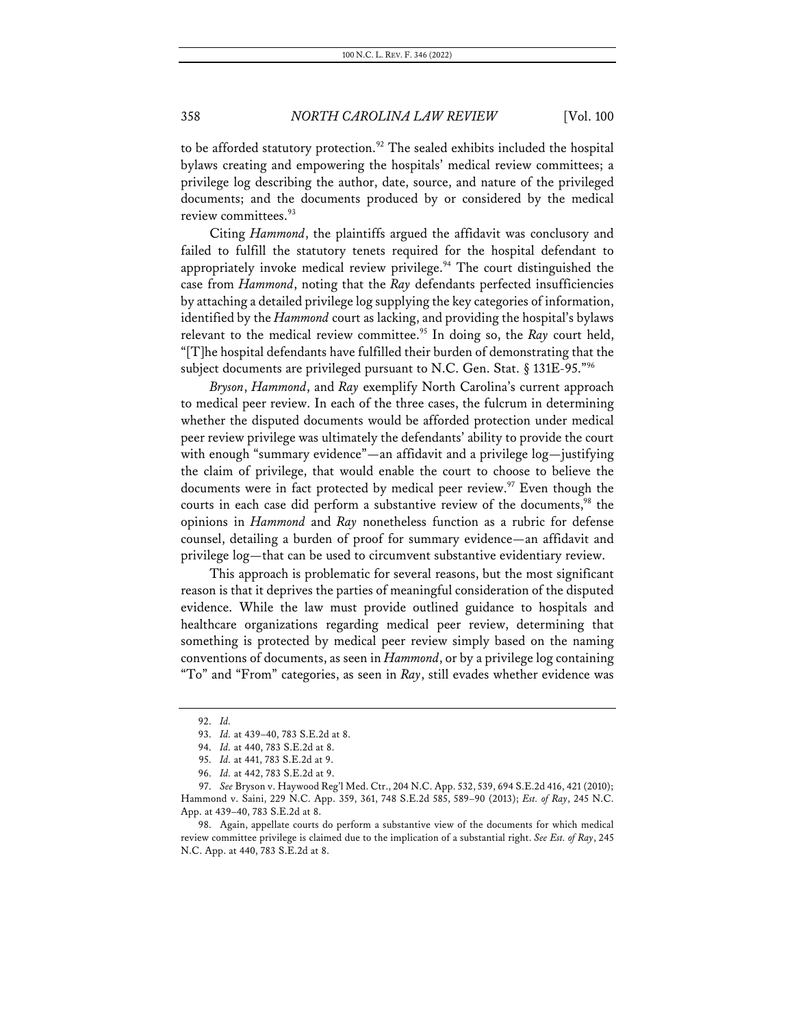to be afforded statutory protection.[92] The sealed exhibits included the hospital bylaws creating and empowering the hospitals' medical review committees; a privilege log describing the author, date, source, and nature of the privileged documents; and the documents produced by or considered by the medical review committees.[93]

Citing *Hammond*, the plaintiffs argued the affidavit was conclusory and failed to fulfill the statutory tenets required for the hospital defendant to appropriately invoke medical review privilege.[94] The court distinguished the case from *Hammond*, noting that the *Ray* defendants perfected insufficiencies by attaching a detailed privilege log supplying the key categories of information, identified by the *Hammond* court as lacking, and providing the hospital's bylaws relevant to the medical review committee.[95] In doing so, the *Ray* court held, "[T]he hospital defendants have fulfilled their burden of demonstrating that the subject documents are privileged pursuant to N.C. Gen. Stat. § 131E-95."[96]

*Bryson*, *Hammond*, and *Ray* exemplify North Carolina's current approach to medical peer review. In each of the three cases, the fulcrum in determining whether the disputed documents would be afforded protection under medical peer review privilege was ultimately the defendants' ability to provide the court with enough "summary evidence"—an affidavit and a privilege log—justifying the claim of privilege, that would enable the court to choose to believe the documents were in fact protected by medical peer review.[97] Even though the courts in each case did perform a substantive review of the documents,[98] the opinions in *Hammond* and *Ray* nonetheless function as a rubric for defense counsel, detailing a burden of proof for summary evidence—an affidavit and privilege log—that can be used to circumvent substantive evidentiary review.

This approach is problematic for several reasons, but the most significant reason is that it deprives the parties of meaningful consideration of the disputed evidence. While the law must provide outlined guidance to hospitals and healthcare organizations regarding medical peer review, determining that something is protected by medical peer review simply based on the naming conventions of documents, as seen in *Hammond*, or by a privilege log containing "To" and "From" categories, as seen in *Ray*, still evades whether evidence was

92. *Id.*

93. *Id.* at 439–40, 783 S.E.2d at 8.

94. *Id.* at 440, 783 S.E.2d at 8.

95. *Id.* at 441, 783 S.E.2d at 9.

96. *Id.* at 442, 783 S.E.2d at 9.

97. *See* Bryson v. Haywood Reg'l Med. Ctr., 204 N.C. App. 532, 539, 694 S.E.2d 416, 421 (2010); Hammond v. Saini, 229 N.C. App. 359, 361, 748 S.E.2d 585, 589–90 (2013); *Est. of Ray*, 245 N.C. App. at 439–40, 783 S.E.2d at 8.

98. Again, appellate courts do perform a substantive view of the documents for which medical review committee privilege is claimed due to the implication of a substantial right. *See Est. of Ray*, 245 N.C. App. at 440, 783 S.E.2d at 8.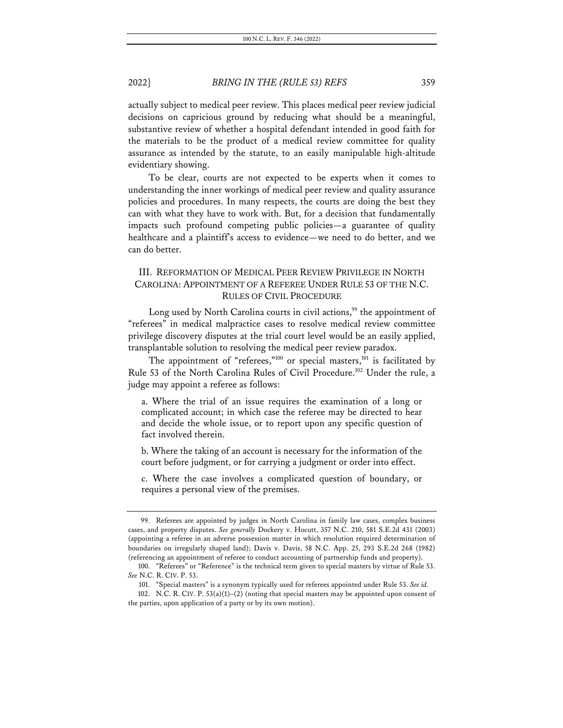actually subject to medical peer review. This places medical peer review judicial decisions on capricious ground by reducing what should be a meaningful, substantive review of whether a hospital defendant intended in good faith for the materials to be the product of a medical review committee for quality assurance as intended by the statute, to an easily manipulable high-altitude evidentiary showing.

To be clear, courts are not expected to be experts when it comes to understanding the inner workings of medical peer review and quality assurance policies and procedures. In many respects, the courts are doing the best they can with what they have to work with. But, for a decision that fundamentally impacts such profound competing public policies—a guarantee of quality healthcare and a plaintiff's access to evidence—we need to do better, and we can do better.

## III. REFORMATION OF MEDICAL PEER REVIEW PRIVILEGE IN NORTH CAROLINA: APPOINTMENT OF A REFEREE UNDER RULE 53 OF THE N.C. RULES OF CIVIL PROCEDURE

Long used by North Carolina courts in civil actions,[99] the appointment of "referees" in medical malpractice cases to resolve medical review committee privilege discovery disputes at the trial court level would be an easily applied, transplantable solution to resolving the medical peer review paradox.

The appointment of "referees,"[100] or special masters,[101] is facilitated by Rule 53 of the North Carolina Rules of Civil Procedure.[102] Under the rule, a judge may appoint a referee as follows:

> a. Where the trial of an issue requires the examination of a long or complicated account; in which case the referee may be directed to hear and decide the whole issue, or to report upon any specific question of fact involved therein.
>
> b. Where the taking of an account is necessary for the information of the court before judgment, or for carrying a judgment or order into effect.
>
> c. Where the case involves a complicated question of boundary, or requires a personal view of the premises.

---

99. Referees are appointed by judges in North Carolina in family law cases, complex business cases, and property disputes. *See generally* Dockery v. Hocutt, 357 N.C. 210, 581 S.E.2d 431 (2003) (appointing a referee in an adverse possession matter in which resolution required determination of boundaries on irregularly shaped land); Davis v. Davis, 58 N.C. App. 25, 293 S.E.2d 268 (1982) (referencing an appointment of referee to conduct accounting of partnership funds and property).

100. "Referees" or "Reference" is the technical term given to special masters by virtue of Rule 53. *See* N.C. R. CIV. P. 53.

101. "Special masters" is a synonym typically used for referees appointed under Rule 53. *See id.*

102. N.C. R. CIV. P. 53(a)(1)–(2) (noting that special masters may be appointed upon consent of the parties, upon application of a party or by its own motion).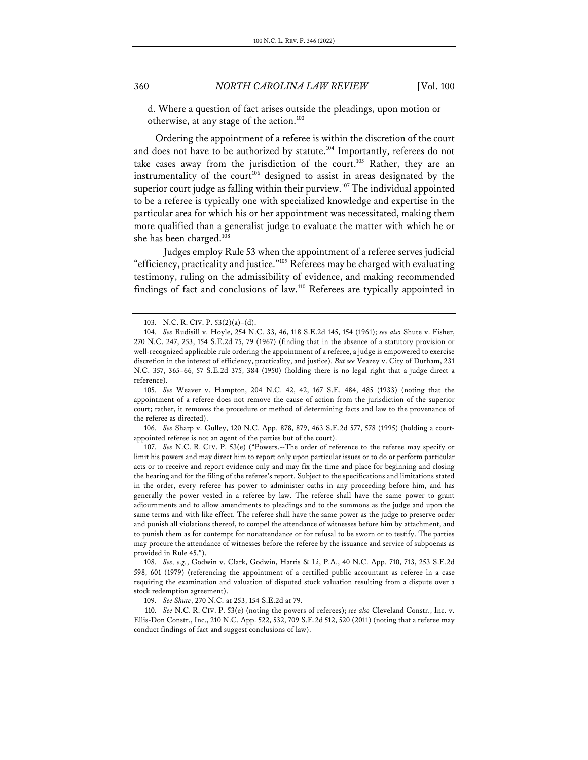d. Where a question of fact arises outside the pleadings, upon motion or otherwise, at any stage of the action.[103]

Ordering the appointment of a referee is within the discretion of the court and does not have to be authorized by statute.[104] Importantly, referees do not take cases away from the jurisdiction of the court.[105] Rather, they are an instrumentality of the court[106] designed to assist in areas designated by the superior court judge as falling within their purview.[107] The individual appointed to be a referee is typically one with specialized knowledge and expertise in the particular area for which his or her appointment was necessitated, making them more qualified than a generalist judge to evaluate the matter with which he or she has been charged.[108]

Judges employ Rule 53 when the appointment of a referee serves judicial "efficiency, practicality and justice."[109] Referees may be charged with evaluating testimony, ruling on the admissibility of evidence, and making recommended findings of fact and conclusions of law.[110] Referees are typically appointed in

---

103. N.C. R. CIV. P. 53(2)(a)–(d).

104. *See* Rudisill v. Hoyle, 254 N.C. 33, 46, 118 S.E.2d 145, 154 (1961); *see also* Shute v. Fisher, 270 N.C. 247, 253, 154 S.E.2d 75, 79 (1967) (finding that in the absence of a statutory provision or well-recognized applicable rule ordering the appointment of a referee, a judge is empowered to exercise discretion in the interest of efficiency, practicality, and justice). *But see* Veazey v. City of Durham, 231 N.C. 357, 365–66, 57 S.E.2d 375, 384 (1950) (holding there is no legal right that a judge direct a reference).

105. *See* Weaver v. Hampton, 204 N.C. 42, 42, 167 S.E. 484, 485 (1933) (noting that the appointment of a referee does not remove the cause of action from the jurisdiction of the superior court; rather, it removes the procedure or method of determining facts and law to the provenance of the referee as directed).

106. *See* Sharp v. Gulley, 120 N.C. App. 878, 879, 463 S.E.2d 577, 578 (1995) (holding a court-appointed referee is not an agent of the parties but of the court).

107. *See* N.C. R. CIV. P. 53(e) ("Powers.--The order of reference to the referee may specify or limit his powers and may direct him to report only upon particular issues or to do or perform particular acts or to receive and report evidence only and may fix the time and place for beginning and closing the hearing and for the filing of the referee's report. Subject to the specifications and limitations stated in the order, every referee has power to administer oaths in any proceeding before him, and has generally the power vested in a referee by law. The referee shall have the same power to grant adjournments and to allow amendments to pleadings and to the summons as the judge and upon the same terms and with like effect. The referee shall have the same power as the judge to preserve order and punish all violations thereof, to compel the attendance of witnesses before him by attachment, and to punish them as for contempt for nonattendance or for refusal to be sworn or to testify. The parties may procure the attendance of witnesses before the referee by the issuance and service of subpoenas as provided in Rule 45.").

108. *See, e.g.*, Godwin v. Clark, Godwin, Harris & Li, P.A., 40 N.C. App. 710, 713, 253 S.E.2d 598, 601 (1979) (referencing the appointment of a certified public accountant as referee in a case requiring the examination and valuation of disputed stock valuation resulting from a dispute over a stock redemption agreement).

109. *See Shute*, 270 N.C. at 253, 154 S.E.2d at 79.

110. *See* N.C. R. CIV. P. 53(e) (noting the powers of referees); *see also* Cleveland Constr., Inc. v. Ellis-Don Constr., Inc., 210 N.C. App. 522, 532, 709 S.E.2d 512, 520 (2011) (noting that a referee may conduct findings of fact and suggest conclusions of law).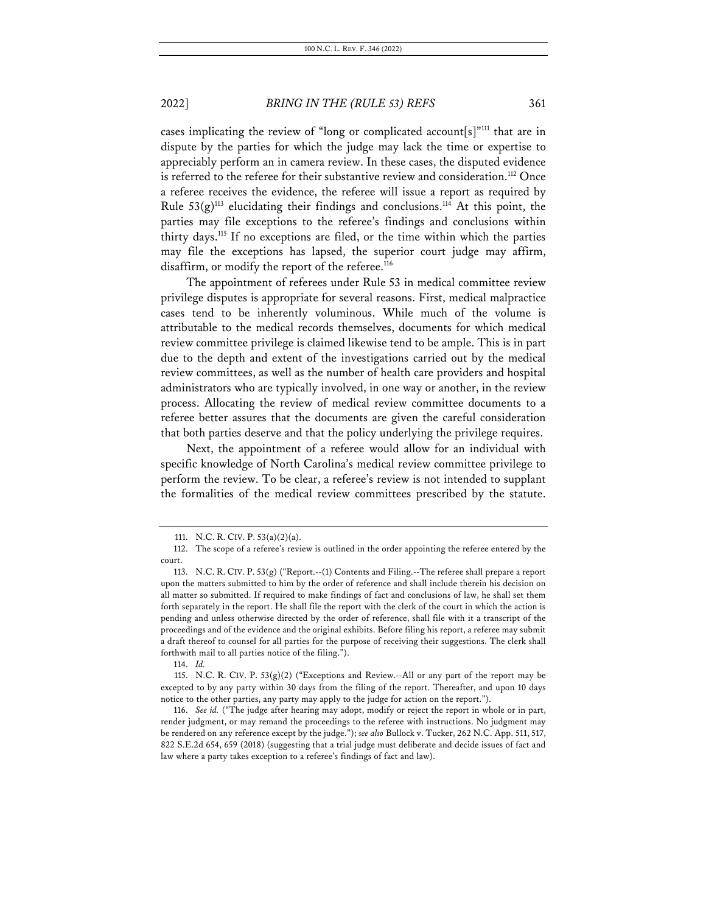cases implicating the review of "long or complicated account[s]"[111] that are in dispute by the parties for which the judge may lack the time or expertise to appreciably perform an in camera review. In these cases, the disputed evidence is referred to the referee for their substantive review and consideration.[112] Once a referee receives the evidence, the referee will issue a report as required by Rule 53(g)[113] elucidating their findings and conclusions.[114] At this point, the parties may file exceptions to the referee's findings and conclusions within thirty days.[115] If no exceptions are filed, or the time within which the parties may file the exceptions has lapsed, the superior court judge may affirm, disaffirm, or modify the report of the referee.[116]

The appointment of referees under Rule 53 in medical committee review privilege disputes is appropriate for several reasons. First, medical malpractice cases tend to be inherently voluminous. While much of the volume is attributable to the medical records themselves, documents for which medical review committee privilege is claimed likewise tend to be ample. This is in part due to the depth and extent of the investigations carried out by the medical review committees, as well as the number of health care providers and hospital administrators who are typically involved, in one way or another, in the review process. Allocating the review of medical review committee documents to a referee better assures that the documents are given the careful consideration that both parties deserve and that the policy underlying the privilege requires.

Next, the appointment of a referee would allow for an individual with specific knowledge of North Carolina's medical review committee privilege to perform the review. To be clear, a referee's review is not intended to supplant the formalities of the medical review committees prescribed by the statute.

---

111. N.C. R. CIV. P. 53(a)(2)(a).

112. The scope of a referee's review is outlined in the order appointing the referee entered by the court.

113. N.C. R. CIV. P. 53(g) ("Report.--(1) Contents and Filing.--The referee shall prepare a report upon the matters submitted to him by the order of reference and shall include therein his decision on all matter so submitted. If required to make findings of fact and conclusions of law, he shall set them forth separately in the report. He shall file the report with the clerk of the court in which the action is pending and unless otherwise directed by the order of reference, shall file with it a transcript of the proceedings and of the evidence and the original exhibits. Before filing his report, a referee may submit a draft thereof to counsel for all parties for the purpose of receiving their suggestions. The clerk shall forthwith mail to all parties notice of the filing.").

114. *Id.*

115. N.C. R. CIV. P. 53(g)(2) ("Exceptions and Review.--All or any part of the report may be excepted to by any party within 30 days from the filing of the report. Thereafter, and upon 10 days notice to the other parties, any party may apply to the judge for action on the report.").

116. *See id.* ("The judge after hearing may adopt, modify or reject the report in whole or in part, render judgment, or may remand the proceedings to the referee with instructions. No judgment may be rendered on any reference except by the judge."); *see also* Bullock v. Tucker, 262 N.C. App. 511, 517, 822 S.E.2d 654, 659 (2018) (suggesting that a trial judge must deliberate and decide issues of fact and law where a party takes exception to a referee's findings of fact and law).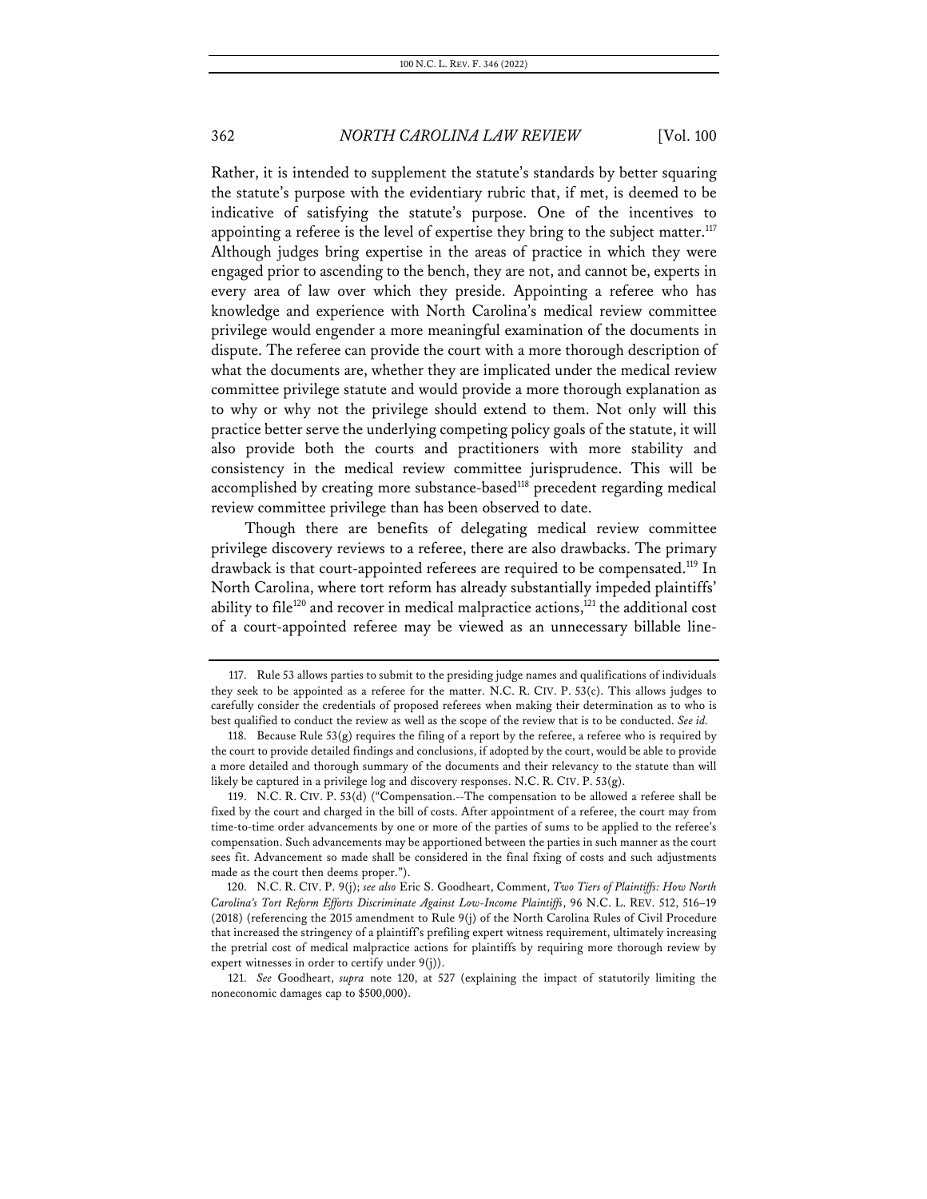Rather, it is intended to supplement the statute's standards by better squaring the statute's purpose with the evidentiary rubric that, if met, is deemed to be indicative of satisfying the statute's purpose. One of the incentives to appointing a referee is the level of expertise they bring to the subject matter.[117] Although judges bring expertise in the areas of practice in which they were engaged prior to ascending to the bench, they are not, and cannot be, experts in every area of law over which they preside. Appointing a referee who has knowledge and experience with North Carolina's medical review committee privilege would engender a more meaningful examination of the documents in dispute. The referee can provide the court with a more thorough description of what the documents are, whether they are implicated under the medical review committee privilege statute and would provide a more thorough explanation as to why or why not the privilege should extend to them. Not only will this practice better serve the underlying competing policy goals of the statute, it will also provide both the courts and practitioners with more stability and consistency in the medical review committee jurisprudence. This will be accomplished by creating more substance-based[118] precedent regarding medical review committee privilege than has been observed to date.

Though there are benefits of delegating medical review committee privilege discovery reviews to a referee, there are also drawbacks. The primary drawback is that court-appointed referees are required to be compensated.[119] In North Carolina, where tort reform has already substantially impeded plaintiffs' ability to file[120] and recover in medical malpractice actions,[121] the additional cost of a court-appointed referee may be viewed as an unnecessary billable line-

---

117. Rule 53 allows parties to submit to the presiding judge names and qualifications of individuals they seek to be appointed as a referee for the matter. N.C. R. CIV. P. 53(c). This allows judges to carefully consider the credentials of proposed referees when making their determination as to who is best qualified to conduct the review as well as the scope of the review that is to be conducted. *See id.*

118. Because Rule 53(g) requires the filing of a report by the referee, a referee who is required by the court to provide detailed findings and conclusions, if adopted by the court, would be able to provide a more detailed and thorough summary of the documents and their relevancy to the statute than will likely be captured in a privilege log and discovery responses. N.C. R. CIV. P. 53(g).

119. N.C. R. CIV. P. 53(d) ("Compensation.--The compensation to be allowed a referee shall be fixed by the court and charged in the bill of costs. After appointment of a referee, the court may from time-to-time order advancements by one or more of the parties of sums to be applied to the referee's compensation. Such advancements may be apportioned between the parties in such manner as the court sees fit. Advancement so made shall be considered in the final fixing of costs and such adjustments made as the court then deems proper.").

120. N.C. R. CIV. P. 9(j); *see also* Eric S. Goodheart, Comment, *Two Tiers of Plaintiffs: How North Carolina's Tort Reform Efforts Discriminate Against Low-Income Plaintiffs*, 96 N.C. L. REV. 512, 516–19 (2018) (referencing the 2015 amendment to Rule 9(j) of the North Carolina Rules of Civil Procedure that increased the stringency of a plaintiff's prefiling expert witness requirement, ultimately increasing the pretrial cost of medical malpractice actions for plaintiffs by requiring more thorough review by expert witnesses in order to certify under 9(j)).

121. *See* Goodheart, *supra* note 120, at 527 (explaining the impact of statutorily limiting the noneconomic damages cap to $500,000).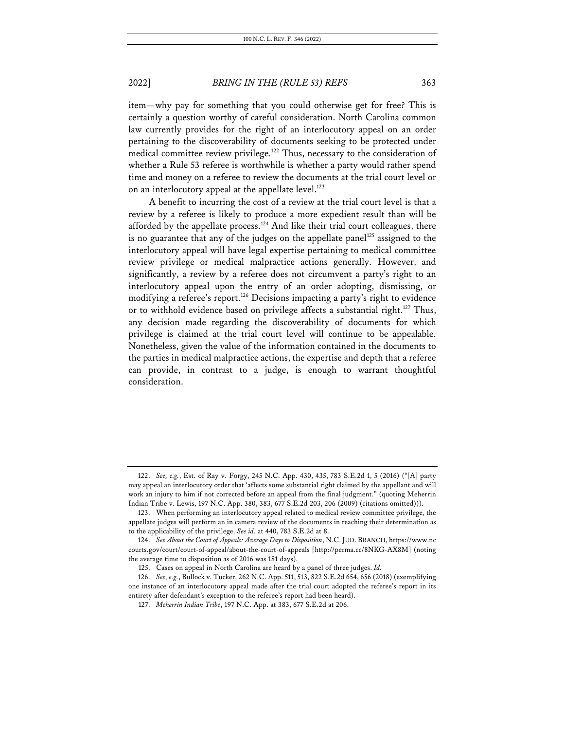item—why pay for something that you could otherwise get for free? This is certainly a question worthy of careful consideration. North Carolina common law currently provides for the right of an interlocutory appeal on an order pertaining to the discoverability of documents seeking to be protected under medical committee review privilege.[122] Thus, necessary to the consideration of whether a Rule 53 referee is worthwhile is whether a party would rather spend time and money on a referee to review the documents at the trial court level or on an interlocutory appeal at the appellate level.[123]

A benefit to incurring the cost of a review at the trial court level is that a review by a referee is likely to produce a more expedient result than will be afforded by the appellate process.[124] And like their trial court colleagues, there is no guarantee that any of the judges on the appellate panel[125] assigned to the interlocutory appeal will have legal expertise pertaining to medical committee review privilege or medical malpractice actions generally. However, and significantly, a review by a referee does not circumvent a party's right to an interlocutory appeal upon the entry of an order adopting, dismissing, or modifying a referee's report.[126] Decisions impacting a party's right to evidence or to withhold evidence based on privilege affects a substantial right.[127] Thus, any decision made regarding the discoverability of documents for which privilege is claimed at the trial court level will continue to be appealable. Nonetheless, given the value of the information contained in the documents to the parties in medical malpractice actions, the expertise and depth that a referee can provide, in contrast to a judge, is enough to warrant thoughtful consideration.

---

122. *See, e.g.*, Est. of Ray v. Forgy, 245 N.C. App. 430, 435, 783 S.E.2d 1, 5 (2016) ("[A] party may appeal an interlocutory order that 'affects some substantial right claimed by the appellant and will work an injury to him if not corrected before an appeal from the final judgment." (quoting Meherrin Indian Tribe v. Lewis, 197 N.C. App. 380, 383, 677 S.E.2d 203, 206 (2009) (citations omitted))).

123. When performing an interlocutory appeal related to medical review committee privilege, the appellate judges will perform an in camera review of the documents in reaching their determination as to the applicability of the privilege. *See id.* at 440, 783 S.E.2d at 8.

124. *See About the Court of Appeals: Average Days to Disposition*, N.C. JUD. BRANCH, https://www.nccourts.gov/court/court-of-appeal/about-the-court-of-appeals [http://perma.cc/8NKG-AX8M] (noting the average time to disposition as of 2016 was 181 days).

125. Cases on appeal in North Carolina are heard by a panel of three judges. *Id.*

126. *See, e.g.*, Bullock v. Tucker, 262 N.C. App. 511, 513, 822 S.E.2d 654, 656 (2018) (exemplifying one instance of an interlocutory appeal made after the trial court adopted the referee's report in its entirety after defendant's exception to the referee's report had been heard).

127. *Meherrin Indian Tribe*, 197 N.C. App. at 383, 677 S.E.2d at 206.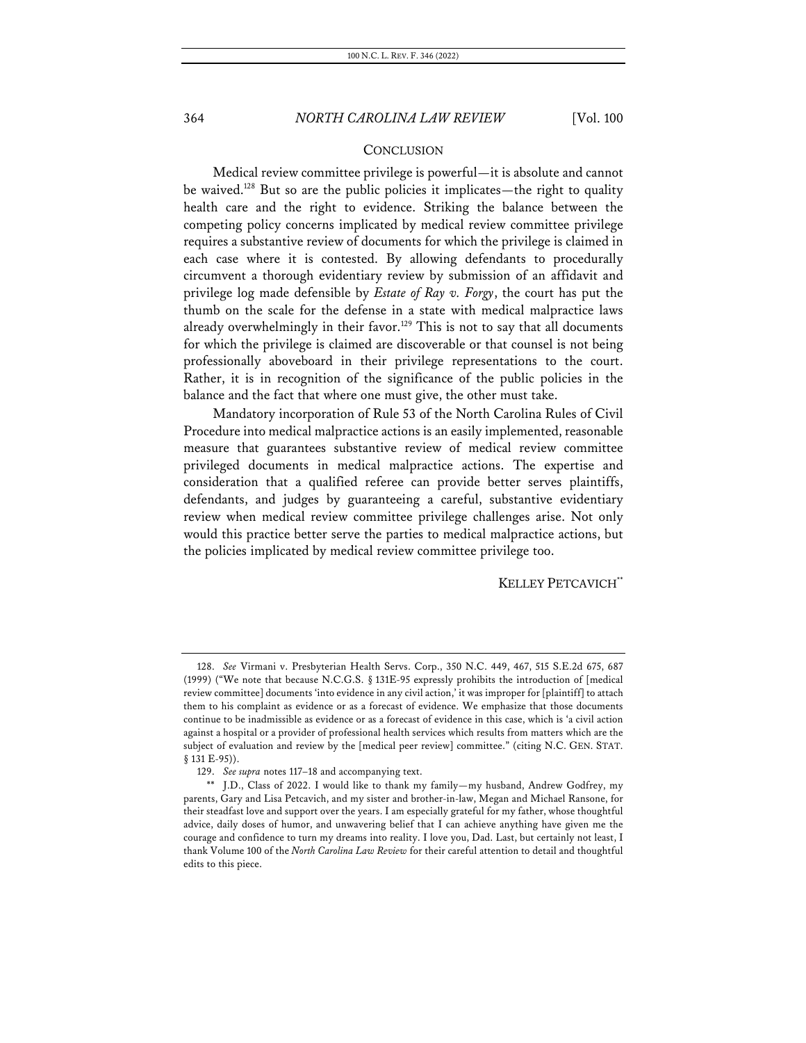## CONCLUSION

Medical review committee privilege is powerful—it is absolute and cannot be waived.[128] But so are the public policies it implicates—the right to quality health care and the right to evidence. Striking the balance between the competing policy concerns implicated by medical review committee privilege requires a substantive review of documents for which the privilege is claimed in each case where it is contested. By allowing defendants to procedurally circumvent a thorough evidentiary review by submission of an affidavit and privilege log made defensible by *Estate of Ray v. Forgy*, the court has put the thumb on the scale for the defense in a state with medical malpractice laws already overwhelmingly in their favor.[129] This is not to say that all documents for which the privilege is claimed are discoverable or that counsel is not being professionally aboveboard in their privilege representations to the court. Rather, it is in recognition of the significance of the public policies in the balance and the fact that where one must give, the other must take.

Mandatory incorporation of Rule 53 of the North Carolina Rules of Civil Procedure into medical malpractice actions is an easily implemented, reasonable measure that guarantees substantive review of medical review committee privileged documents in medical malpractice actions. The expertise and consideration that a qualified referee can provide better serves plaintiffs, defendants, and judges by guaranteeing a careful, substantive evidentiary review when medical review committee privilege challenges arise. Not only would this practice better serve the parties to medical malpractice actions, but the policies implicated by medical review committee privilege too.

KELLEY PETCAVICH[**]

---

128. *See* Virmani v. Presbyterian Health Servs. Corp., 350 N.C. 449, 467, 515 S.E.2d 675, 687 (1999) ("We note that because N.C.G.S. § 131E-95 expressly prohibits the introduction of [medical review committee] documents 'into evidence in any civil action,' it was improper for [plaintiff] to attach them to his complaint as evidence or as a forecast of evidence. We emphasize that those documents continue to be inadmissible as evidence or as a forecast of evidence in this case, which is 'a civil action against a hospital or a provider of professional health services which results from matters which are the subject of evaluation and review by the [medical peer review] committee." (citing N.C. GEN. STAT. § 131 E-95)).

129. *See supra* notes 117–18 and accompanying text.

** J.D., Class of 2022. I would like to thank my family—my husband, Andrew Godfrey, my parents, Gary and Lisa Petcavich, and my sister and brother-in-law, Megan and Michael Ransone, for their steadfast love and support over the years. I am especially grateful for my father, whose thoughtful advice, daily doses of humor, and unwavering belief that I can achieve anything have given me the courage and confidence to turn my dreams into reality. I love you, Dad. Last, but certainly not least, I thank Volume 100 of the *North Carolina Law Review* for their careful attention to detail and thoughtful edits to this piece.